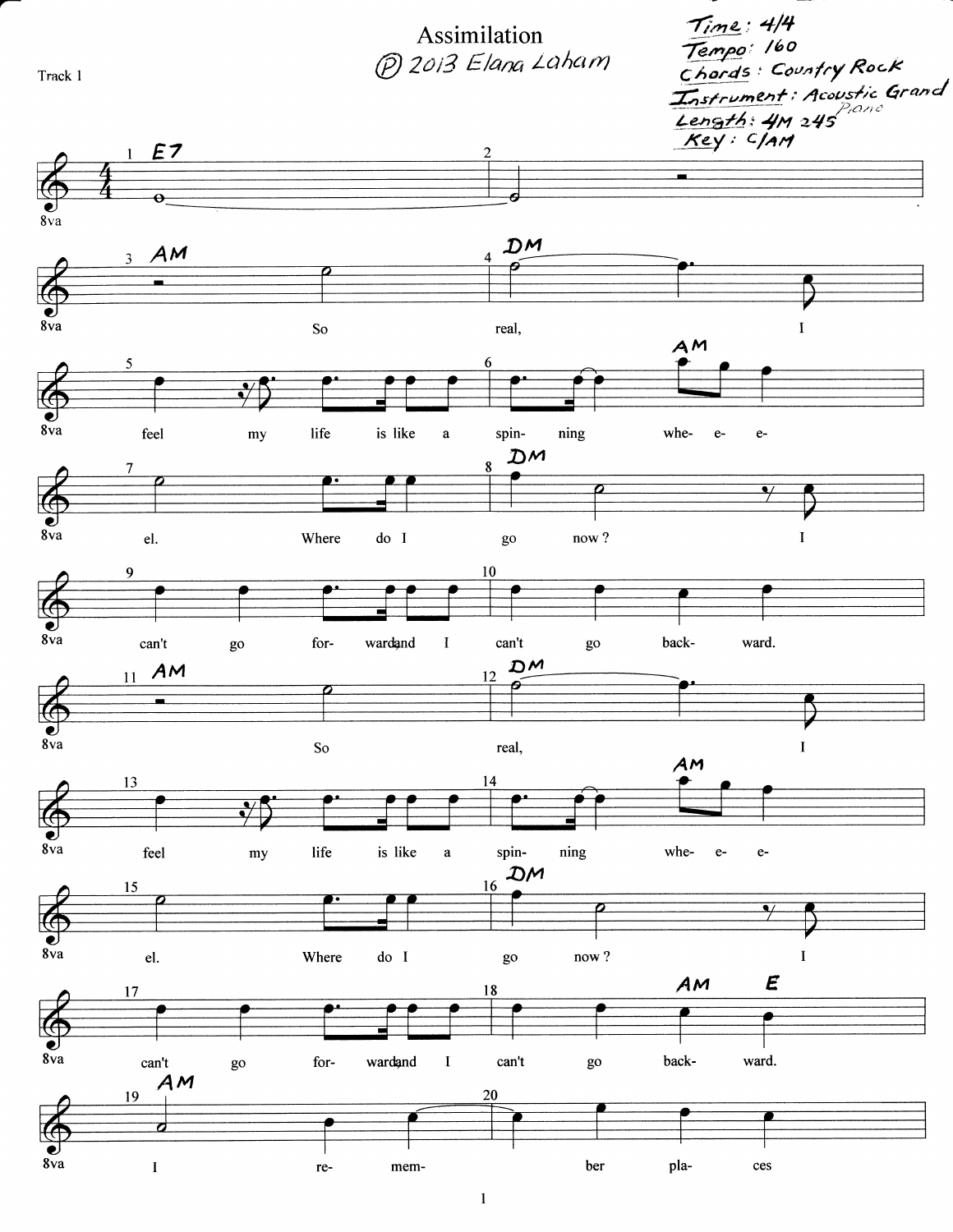# Assimilation

Ⓟ 2013 Elana Laham

Track 1

*Time: 4/4*
*Tempo: 160*
*Chords: Country Rock*
*Instrument: Acoustic Grand Piano*
*Length: 4M 24S*
*Key: C/AM*

E7

AM — DM
So real, I

AM
feel my life is like a spin- ning whe- e- e-

DM
el. Where do I go now? I

can't go for- ward and I can't go back- ward.

AM — DM
So real, I

AM
feel my life is like a spin- ning whe- e- e-

DM
el. Where do I go now? I

AM E
can't go for- ward and I can't go back- ward.

AM
I re- mem- ber pla- ces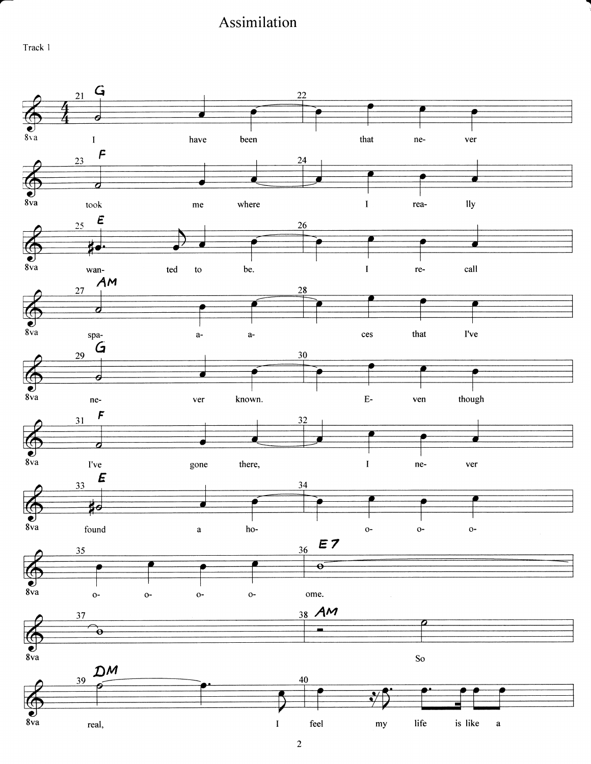# Assimilation

Track 1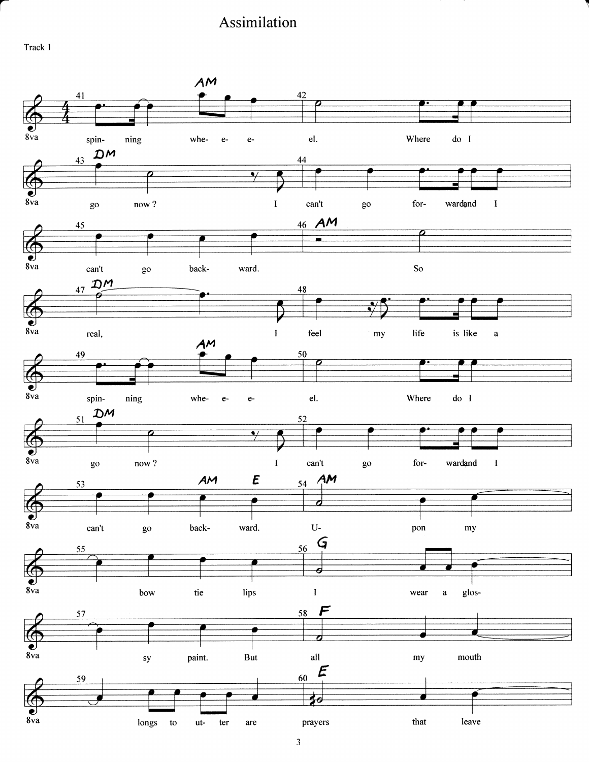# Assimilation

Track 1

| Measure | Chord | Lyrics |
| --- | --- | --- |
| 41 | AM | spin- ning whe- e- e- |
| 42 | | el. Where do I |
| 43 | DM | go now? I |
| 44 | | can't go for- ward, and I |
| 45 | | can't go back- ward. |
| 46 | AM | So |
| 47 | DM | real, I |
| 48 | | feel my life is like a |
| 49 | AM | spin- ning whe- e- e- |
| 50 | | el. Where do I |
| 51 | DM | go now? I |
| 52 | | can't go for- ward, and I |
| 53 | AM E | can't go back- ward. |
| 54 | AM | U- pon my |
| 55 | | bow tie lips |
| 56 | G | I wear a glos- |
| 57 | | sy paint. But |
| 58 | F | all my mouth |
| 59 | | longs to ut- ter are |
| 60 | E | prayers that leave |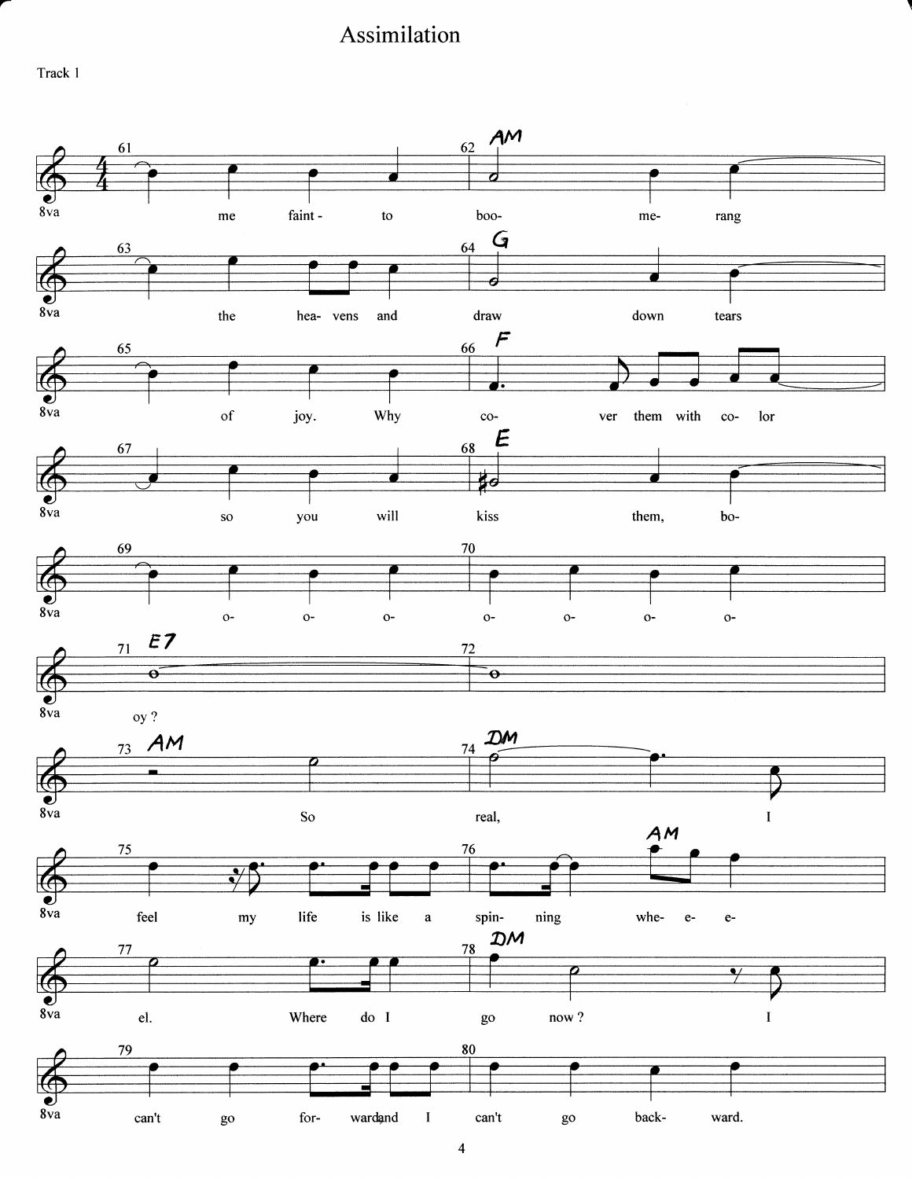# Assimilation

Track 1

61 me faint- to 62 AM boo- me- rang

63 the hea- vens and 64 G draw down tears

65 of joy. Why 66 F co- ver them with co- lor

67 so you will 68 E kiss them, bo-

69 o- o- o- 70 o- o- o- o-

71 E7 oy? 72

73 AM So 74 DM real, I

75 feel my life is like a 76 spin- ning AM whe- e- e-

77 el. Where do I 78 DM go now? I

79 can't go for- ward, and I 80 can't go back- ward.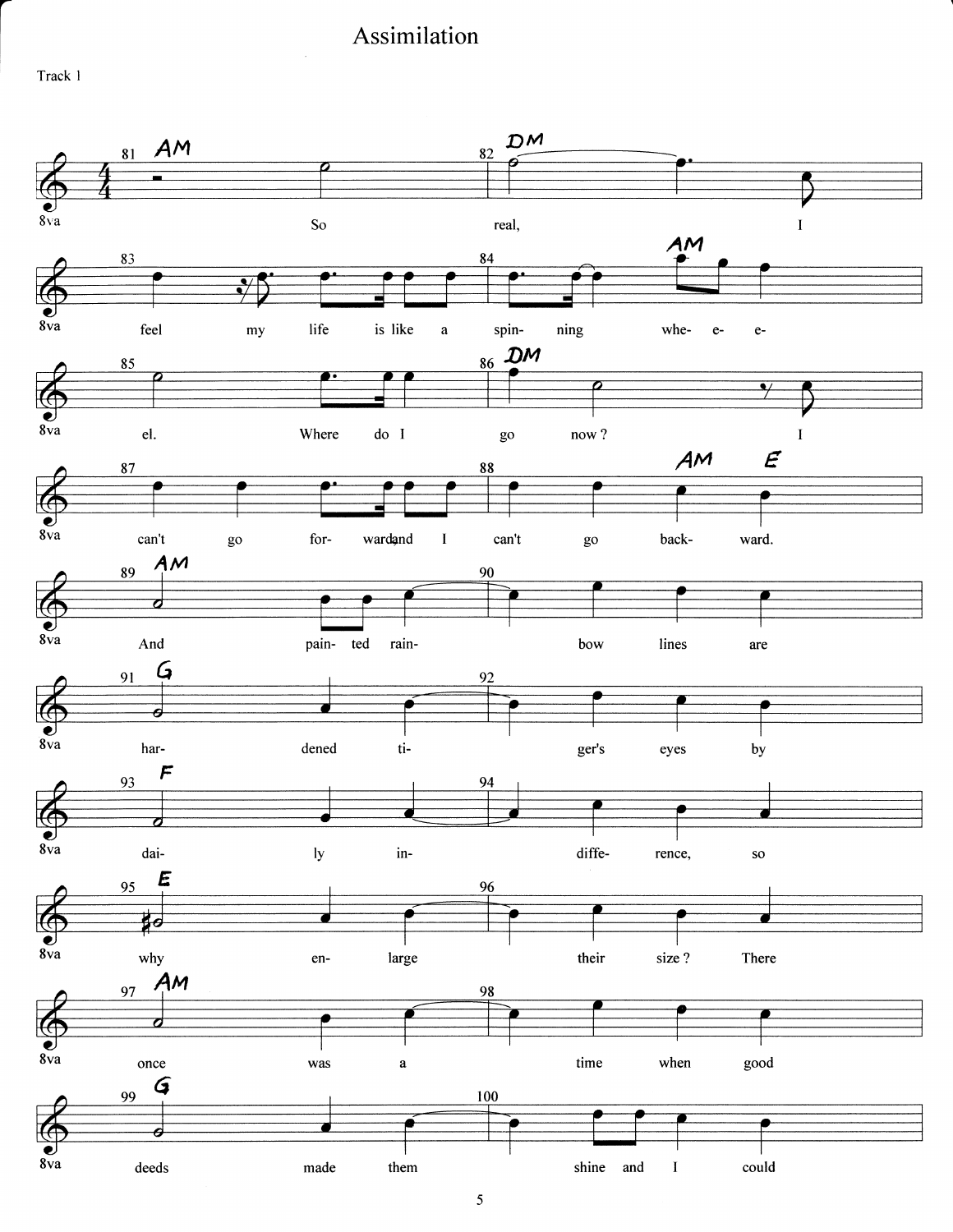# Assimilation

Track 1

8va

| Measure | Chord | Lyrics |
|---|---|---|
| 81 | AM | So |
| 82 | DM | real, I |
| 83 | | feel my life is like a |
| 84 | AM | spin- ning whe- e- e- |
| 85 | | el. Where do I |
| 86 | DM | go now? I |
| 87 | | can't go for- ward and I |
| 88 | AM E | can't go back- ward. |
| 89 | AM | And pain- ted rain- |
| 90 | | bow lines are |
| 91 | G | har- dened ti- |
| 92 | | ger's eyes by |
| 93 | F | dai- ly in- |
| 94 | | diffe- rence, so |
| 95 | E | why en- large |
| 96 | | their size? There |
| 97 | AM | once was a |
| 98 | | time when good |
| 99 | G | deeds made them |
| 100 | | shine and I could |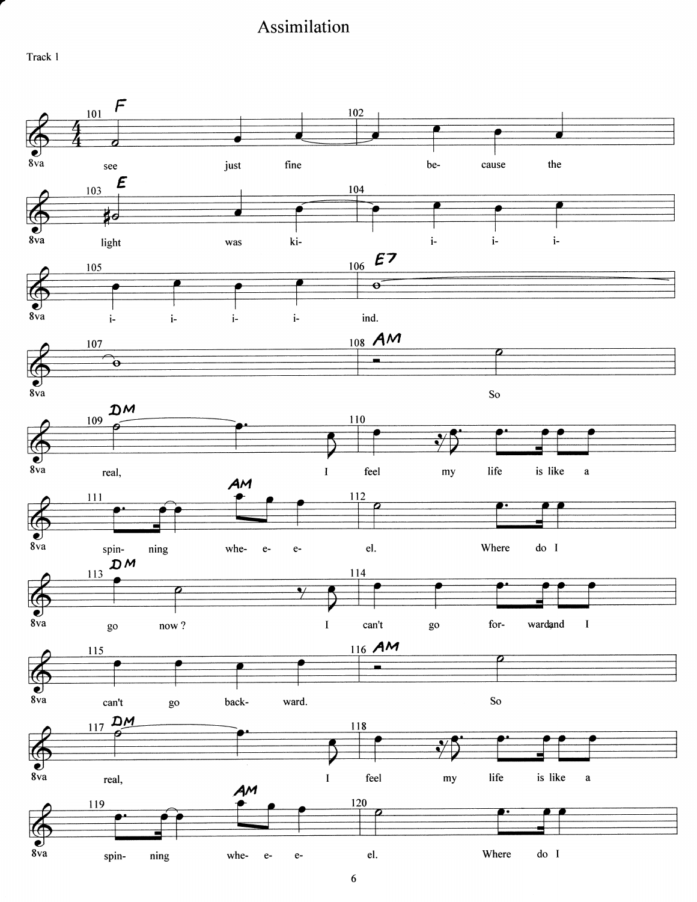# Assimilation

Track 1

101 F — see just fine
102 — be- cause the
103 E — light was ki-
104 — i- i- i-
105 — i- i- i- i-
106 E7 — ind.
107
108 AM — So
109 DM — real, I
110 — feel my life is like a
111 — spin- ning whe- e- e- (AM)
112 — el. Where do I
113 DM — go now? I
114 — can't go for- ward, and I
115 — can't go back- ward.
116 AM — So
117 DM — real, I
118 — feel my life is like a
119 — spin- ning whe- e- e- (AM)
120 — el. Where do I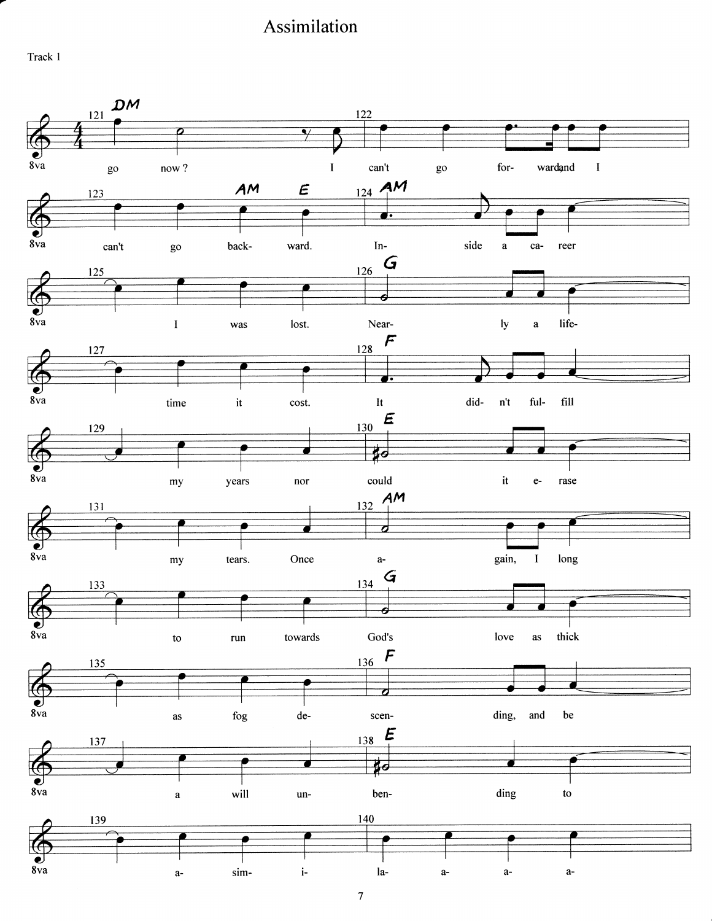# Assimilation

Track 1

121 DM
go now? I

122
can't go for- ward, and I

123 AM E
can't go back- ward.

124 AM
In- side a ca- reer

125
I was lost.

126 G
Near- ly a life-

127
time it cost.

128 F
It did- n't ful- fill

129
my years nor

130 E
could it e- rase

131
my tears. Once

132 AM
a- gain, I long

133
to run towards

134 G
God's love as thick

135
as fog de-

136 F
scen- ding, and be

137
a will un-

138 E
ben- ding to

139
a- sim- i-

140
la- a- a- a-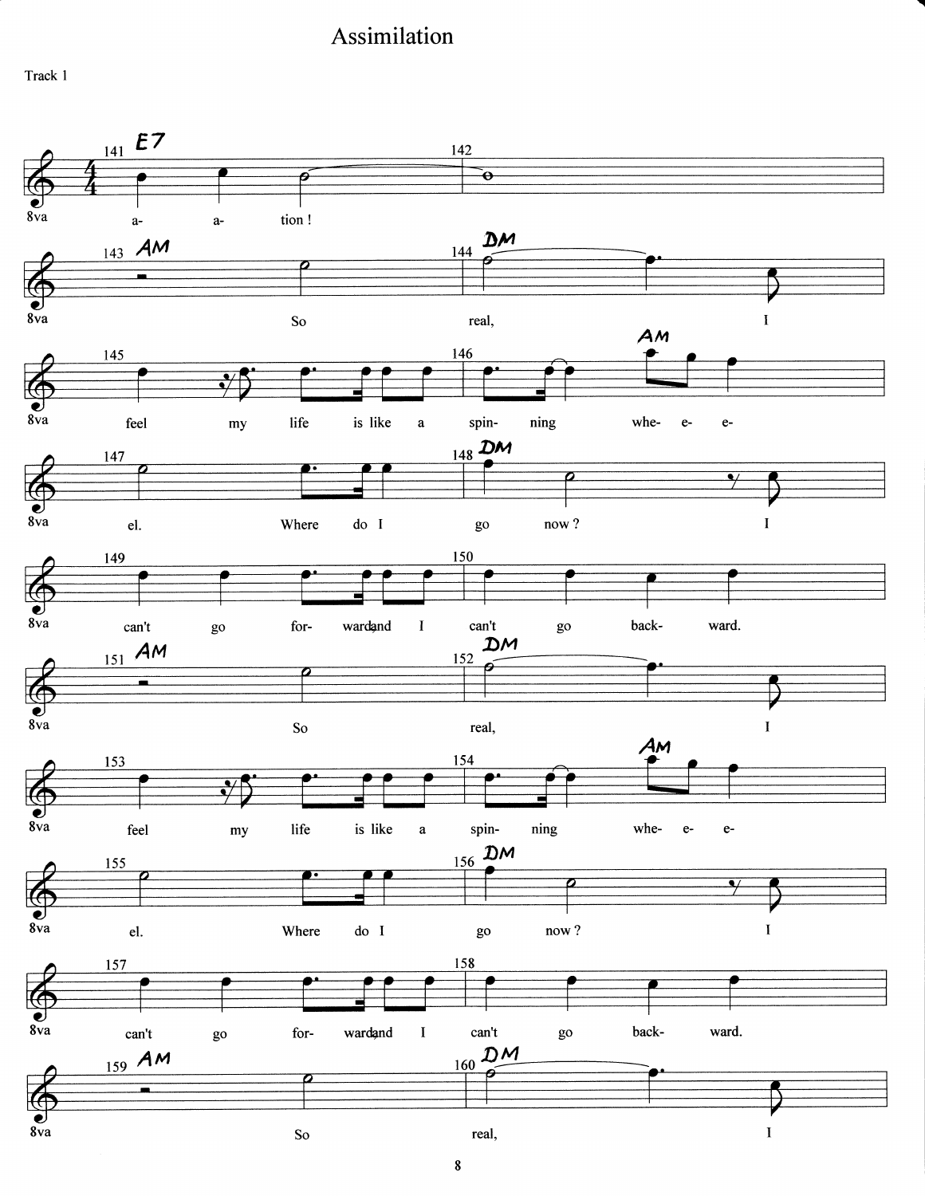# Assimilation

Track 1

141 E7
a- a- tion!

142

143 AM
So

144 DM
real, I

145
feel my life is like a

146 AM
spin- ning whe- e- e-

147
el. Where do I

148 DM
go now? I

149
can't go for- ward, and I

150
can't go back- ward.

151 AM
So

152 DM
real, I

153
feel my life is like a

154 AM
spin- ning whe- e- e-

155
el. Where do I

156 DM
go now? I

157
can't go for- ward, and I

158
can't go back- ward.

159 AM
So

160 DM
real, I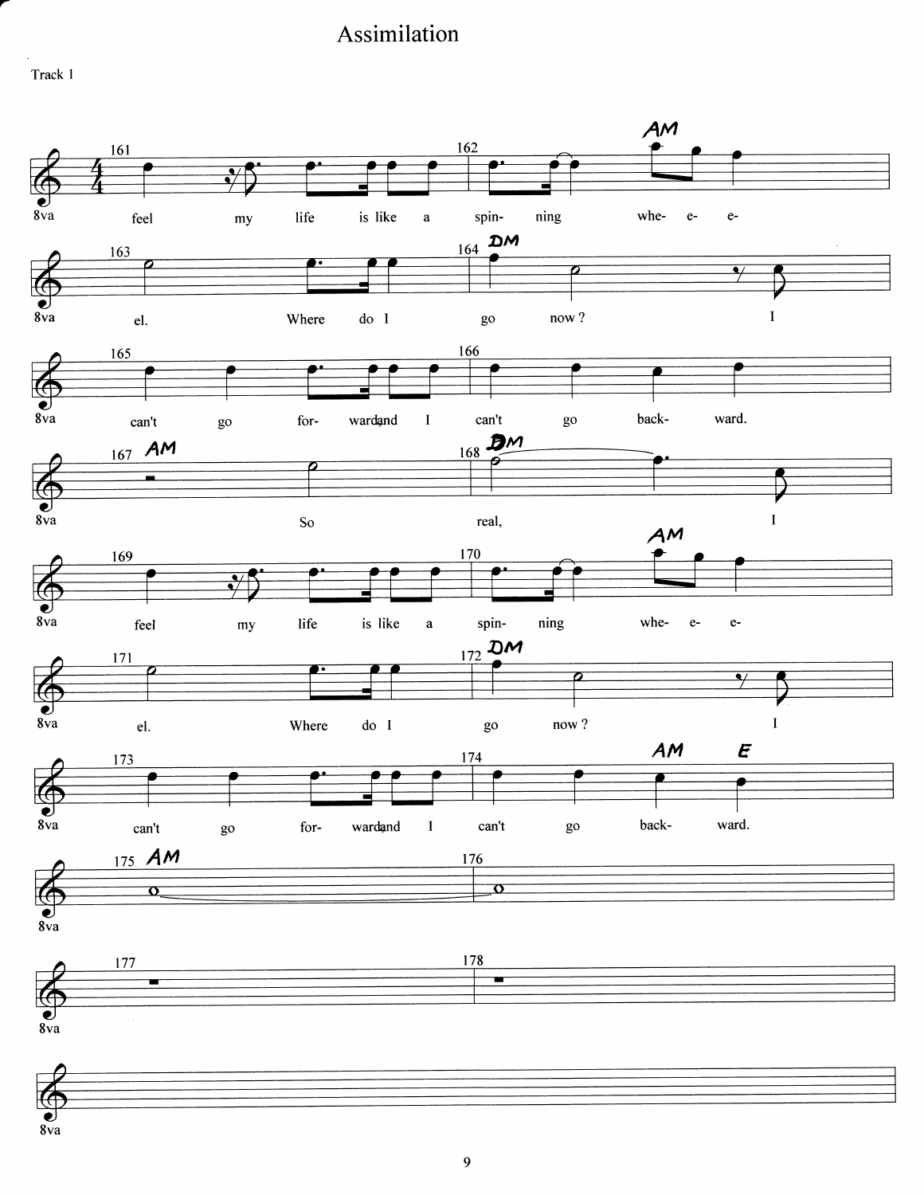# Assimilation

Track 1

161 feel my life is like a 162 spin- ning AM whe- e- e-

163 el. Where do I 164 DM go now? I

165 can't go for- ward, and I 166 can't go back- ward.

167 AM So 168 DM real, I

169 feel my life is like a 170 spin- ning AM whe- e- e-

171 el. Where do I 172 DM go now? I

173 can't go for- ward, and I 174 can't go AM back- E ward.

175 AM 176

177 178